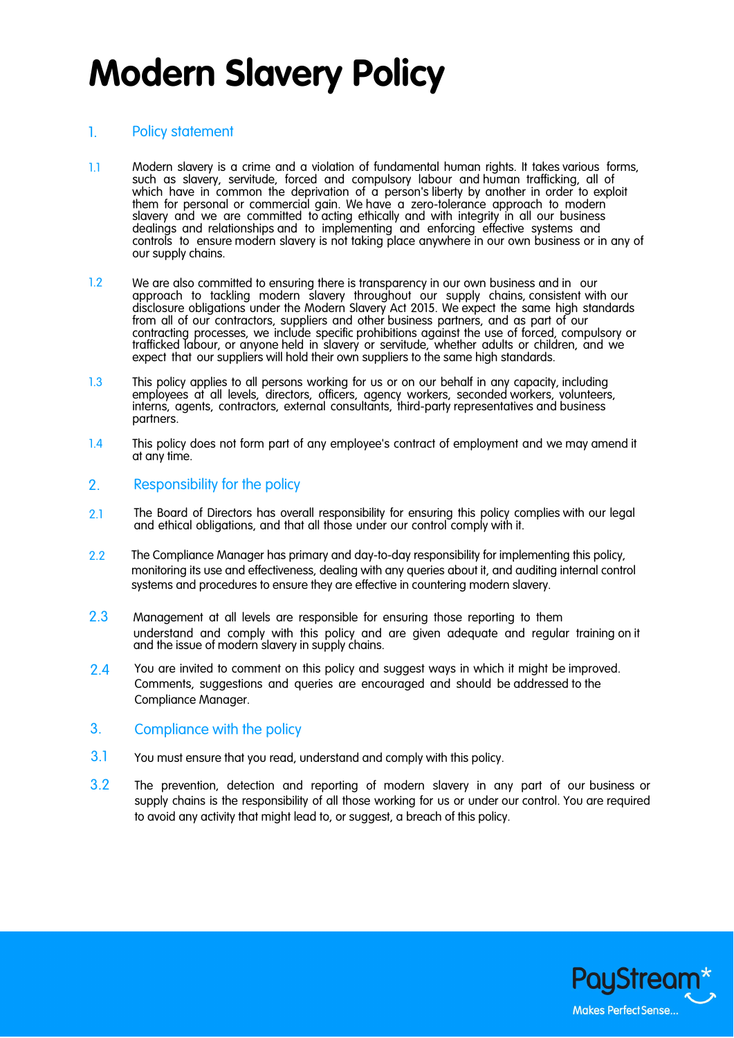# Modern Slavery Policy

## 1. Policy statement

1.1 Modern slavery is a crime and a violation of fundamental human rights. It takes various forms, such as slavery, servitude, forced and compulsory labour and human trafficking, all of which have in common the deprivation of a person's liberty by another in order to exploit them for personal or commercial gain. We have a zero-tolerance approach to modern slavery and we are committed to acting ethically and with integrity in all our business dealings and relationships and to implementing and enforcing effective systems and controls to ensure modern slavery is not taking place anywhere in our own business or in any of our supply chains.

1.2 We are also committed to ensuring there is transparency in our own business and in our approach to tackling modern slavery throughout our supply chains, consistent with our disclosure obligations under the Modern Slavery Act 2015. We expect the same high standards from all of our contractors, suppliers and other business partners, and as part of our contracting processes, we include specific prohibitions against the use of forced, compulsory or trafficked labour, or anyone held in slavery or servitude, whether adults or children, and we expect that our suppliers will hold their own suppliers to the same high standards.

1.3 This policy applies to all persons working for us or on our behalf in any capacity, including employees at all levels, directors, officers, agency workers, seconded workers, volunteers, interns, agents, contractors, external consultants, third-party representatives and business partners.

1.4 This policy does not form part of any employee's contract of employment and we may amend it at any time.

## 2. Responsibility for the policy

2.1 The Board of Directors has overall responsibility for ensuring this policy complies with our legal and ethical obligations, and that all those under our control comply with it.

2.2 The Compliance Manager has primary and day-to-day responsibility for implementing this policy, monitoring its use and effectiveness, dealing with any queries about it, and auditing internal control systems and procedures to ensure they are effective in countering modern slavery.

2.3 Management at all levels are responsible for ensuring those reporting to them understand and comply with this policy and are given adequate and regular training on it and the issue of modern slavery in supply chains.

2.4 You are invited to comment on this policy and suggest ways in which it might be improved. Comments, suggestions and queries are encouraged and should be addressed to the Compliance Manager.

## 3. Compliance with the policy

3.1 You must ensure that you read, understand and comply with this policy.

3.2 The prevention, detection and reporting of modern slavery in any part of our business or supply chains is the responsibility of all those working for us or under our control. You are required to avoid any activity that might lead to, or suggest, a breach of this policy.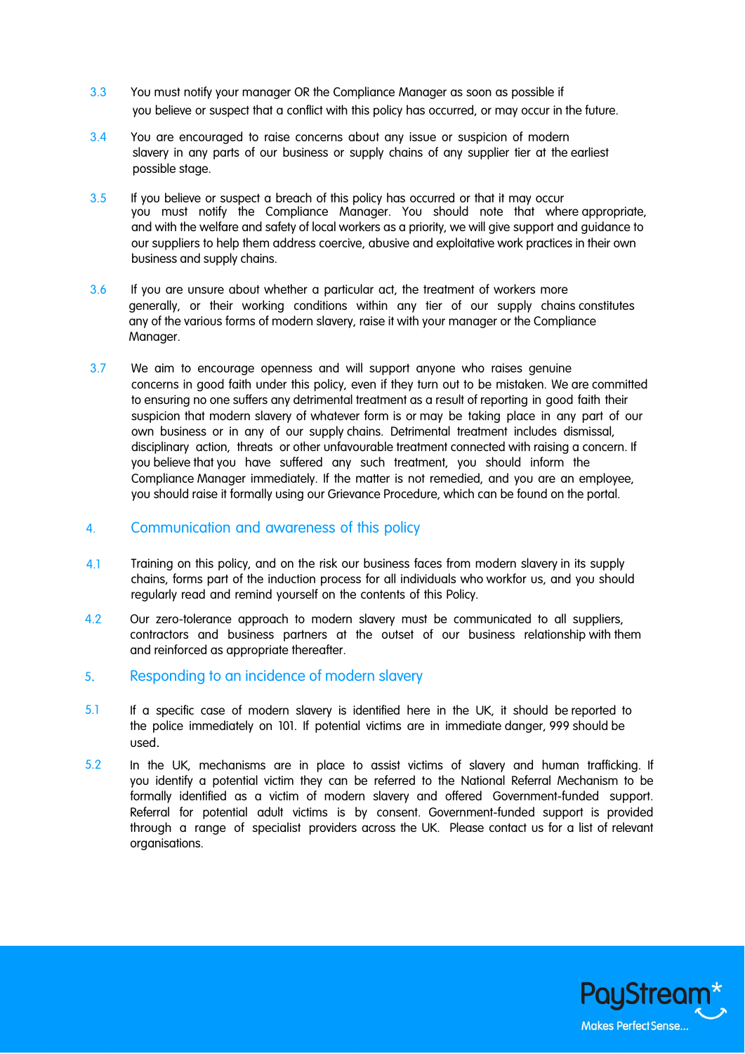3.3 You must notify your manager OR the Compliance Manager as soon as possible if you believe or suspect that a conflict with this policy has occurred, or may occur in the future.

3.4 You are encouraged to raise concerns about any issue or suspicion of modern slavery in any parts of our business or supply chains of any supplier tier at the earliest possible stage.

3.5 If you believe or suspect a breach of this policy has occurred or that it may occur you must notify the Compliance Manager. You should note that where appropriate, and with the welfare and safety of local workers as a priority, we will give support and guidance to our suppliers to help them address coercive, abusive and exploitative work practices in their own business and supply chains.

3.6 If you are unsure about whether a particular act, the treatment of workers more generally, or their working conditions within any tier of our supply chains constitutes any of the various forms of modern slavery, raise it with your manager or the Compliance Manager.

3.7 We aim to encourage openness and will support anyone who raises genuine concerns in good faith under this policy, even if they turn out to be mistaken. We are committed to ensuring no one suffers any detrimental treatment as a result of reporting in good faith their suspicion that modern slavery of whatever form is or may be taking place in any part of our own business or in any of our supply chains. Detrimental treatment includes dismissal, disciplinary action, threats or other unfavourable treatment connected with raising a concern. If you believe that you have suffered any such treatment, you should inform the Compliance Manager immediately. If the matter is not remedied, and you are an employee, you should raise it formally using our Grievance Procedure, which can be found on the portal.

## 4. Communication and awareness of this policy

4.1 Training on this policy, and on the risk our business faces from modern slavery in its supply chains, forms part of the induction process for all individuals who workfor us, and you should regularly read and remind yourself on the contents of this Policy.

4.2 Our zero-tolerance approach to modern slavery must be communicated to all suppliers, contractors and business partners at the outset of our business relationship with them and reinforced as appropriate thereafter.

## 5. Responding to an incidence of modern slavery

5.1 If a specific case of modern slavery is identified here in the UK, it should be reported to the police immediately on 101. If potential victims are in immediate danger, 999 should be used.

5.2 In the UK, mechanisms are in place to assist victims of slavery and human trafficking. If you identify a potential victim they can be referred to the National Referral Mechanism to be formally identified as a victim of modern slavery and offered Government-funded support. Referral for potential adult victims is by consent. Government-funded support is provided through a range of specialist providers across the UK. Please contact us for a list of relevant organisations.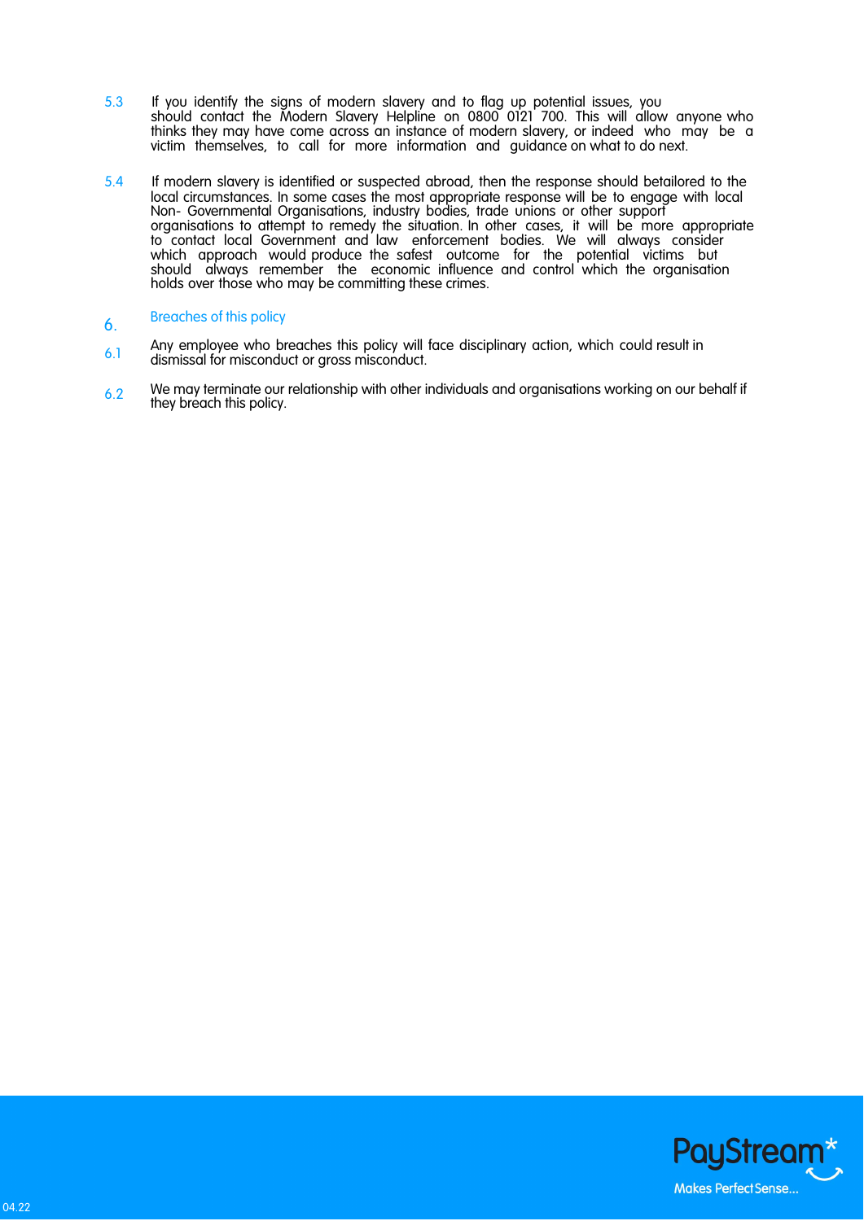5.3 If you identify the signs of modern slavery and to flag up potential issues, you should contact the Modern Slavery Helpline on 0800 0121 700. This will allow anyone who thinks they may have come across an instance of modern slavery, or indeed who may be a victim themselves, to call for more information and guidance on what to do next.

5.4 If modern slavery is identified or suspected abroad, then the response should betailored to the local circumstances. In some cases the most appropriate response will be to engage with local Non- Governmental Organisations, industry bodies, trade unions or other support organisations to attempt to remedy the situation. In other cases, it will be more appropriate to contact local Government and law enforcement bodies. We will always consider which approach would produce the safest outcome for the potential victims but should always remember the economic influence and control which the organisation holds over those who may be committing these crimes.

## 6. Breaches of this policy

6.1 Any employee who breaches this policy will face disciplinary action, which could result in dismissal for misconduct or gross misconduct.

6.2 We may terminate our relationship with other individuals and organisations working on our behalf if they breach this policy.